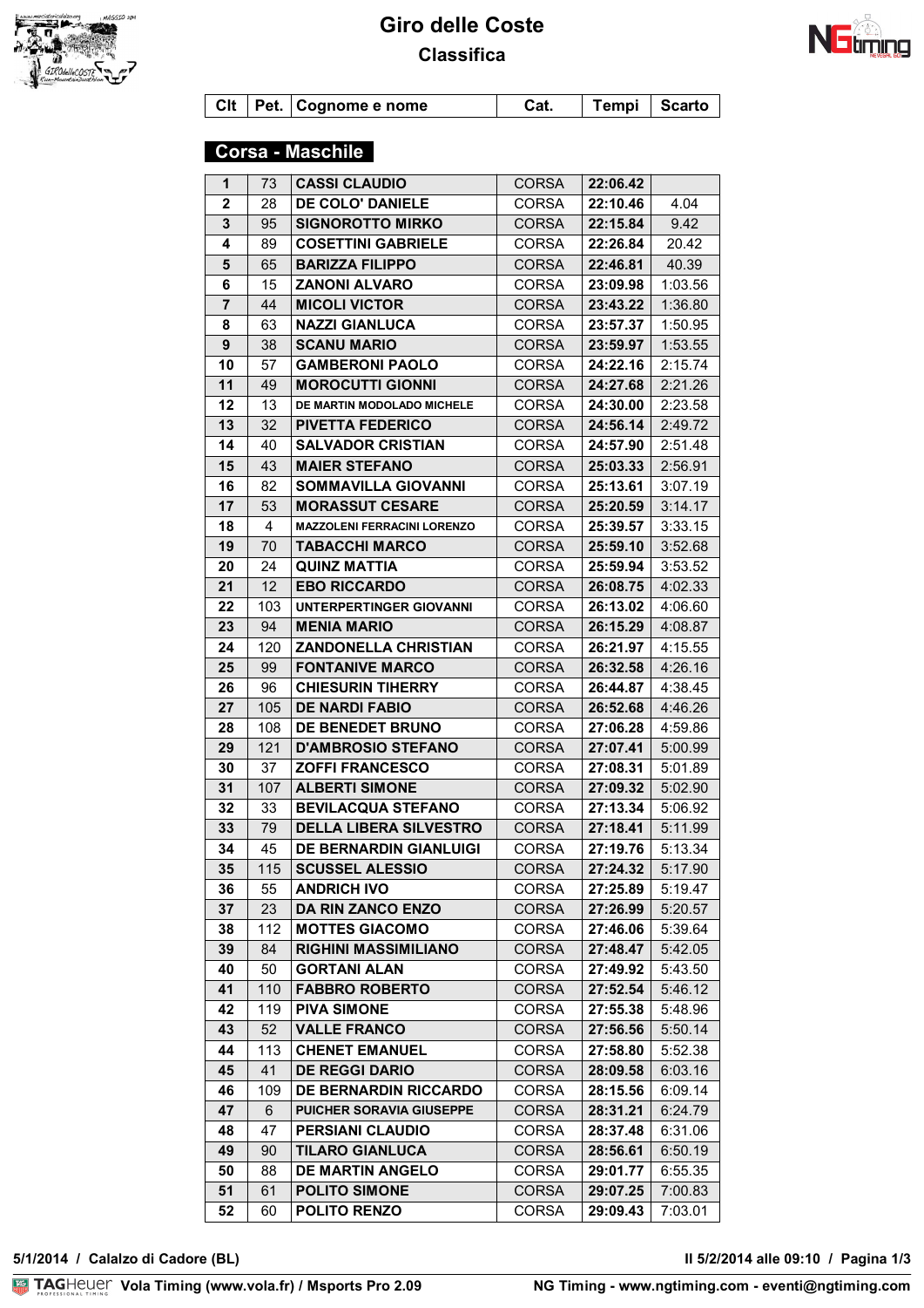# Giro delle Coste

## Classifica

## Corsa - Maschile

| Clt | Pet. | Cognome e nome | Cat. | Tempi | Scarto |
|---|---|---|---|---|---|
| 1 | 73 | CASSI CLAUDIO | CORSA | 22:06.42 | |
| 2 | 28 | DE COLO' DANIELE | CORSA | 22:10.46 | 4.04 |
| 3 | 95 | SIGNOROTTO MIRKO | CORSA | 22:15.84 | 9.42 |
| 4 | 89 | COSETTINI GABRIELE | CORSA | 22:26.84 | 20.42 |
| 5 | 65 | BARIZZA FILIPPO | CORSA | 22:46.81 | 40.39 |
| 6 | 15 | ZANONI ALVARO | CORSA | 23:09.98 | 1:03.56 |
| 7 | 44 | MICOLI VICTOR | CORSA | 23:43.22 | 1:36.80 |
| 8 | 63 | NAZZI GIANLUCA | CORSA | 23:57.37 | 1:50.95 |
| 9 | 38 | SCANU MARIO | CORSA | 23:59.97 | 1:53.55 |
| 10 | 57 | GAMBERONI PAOLO | CORSA | 24:22.16 | 2:15.74 |
| 11 | 49 | MOROCUTTI GIONNI | CORSA | 24:27.68 | 2:21.26 |
| 12 | 13 | DE MARTIN MODOLADO MICHELE | CORSA | 24:30.00 | 2:23.58 |
| 13 | 32 | PIVETTA FEDERICO | CORSA | 24:56.14 | 2:49.72 |
| 14 | 40 | SALVADOR CRISTIAN | CORSA | 24:57.90 | 2:51.48 |
| 15 | 43 | MAIER STEFANO | CORSA | 25:03.33 | 2:56.91 |
| 16 | 82 | SOMMAVILLA GIOVANNI | CORSA | 25:13.61 | 3:07.19 |
| 17 | 53 | MORASSUT CESARE | CORSA | 25:20.59 | 3:14.17 |
| 18 | 4 | MAZZOLENI FERRACINI LORENZO | CORSA | 25:39.57 | 3:33.15 |
| 19 | 70 | TABACCHI MARCO | CORSA | 25:59.10 | 3:52.68 |
| 20 | 24 | QUINZ MATTIA | CORSA | 25:59.94 | 3:53.52 |
| 21 | 12 | EBO RICCARDO | CORSA | 26:08.75 | 4:02.33 |
| 22 | 103 | UNTERPERTINGER GIOVANNI | CORSA | 26:13.02 | 4:06.60 |
| 23 | 94 | MENIA MARIO | CORSA | 26:15.29 | 4:08.87 |
| 24 | 120 | ZANDONELLA CHRISTIAN | CORSA | 26:21.97 | 4:15.55 |
| 25 | 99 | FONTANIVE MARCO | CORSA | 26:32.58 | 4:26.16 |
| 26 | 96 | CHIESURIN TIHERRY | CORSA | 26:44.87 | 4:38.45 |
| 27 | 105 | DE NARDI FABIO | CORSA | 26:52.68 | 4:46.26 |
| 28 | 108 | DE BENEDET BRUNO | CORSA | 27:06.28 | 4:59.86 |
| 29 | 121 | D'AMBROSIO STEFANO | CORSA | 27:07.41 | 5:00.99 |
| 30 | 37 | ZOFFI FRANCESCO | CORSA | 27:08.31 | 5:01.89 |
| 31 | 107 | ALBERTI SIMONE | CORSA | 27:09.32 | 5:02.90 |
| 32 | 33 | BEVILACQUA STEFANO | CORSA | 27:13.34 | 5:06.92 |
| 33 | 79 | DELLA LIBERA SILVESTRO | CORSA | 27:18.41 | 5:11.99 |
| 34 | 45 | DE BERNARDIN GIANLUIGI | CORSA | 27:19.76 | 5:13.34 |
| 35 | 115 | SCUSSEL ALESSIO | CORSA | 27:24.32 | 5:17.90 |
| 36 | 55 | ANDRICH IVO | CORSA | 27:25.89 | 5:19.47 |
| 37 | 23 | DA RIN ZANCO ENZO | CORSA | 27:26.99 | 5:20.57 |
| 38 | 112 | MOTTES GIACOMO | CORSA | 27:46.06 | 5:39.64 |
| 39 | 84 | RIGHINI MASSIMILIANO | CORSA | 27:48.47 | 5:42.05 |
| 40 | 50 | GORTANI ALAN | CORSA | 27:49.92 | 5:43.50 |
| 41 | 110 | FABBRO ROBERTO | CORSA | 27:52.54 | 5:46.12 |
| 42 | 119 | PIVA SIMONE | CORSA | 27:55.38 | 5:48.96 |
| 43 | 52 | VALLE FRANCO | CORSA | 27:56.56 | 5:50.14 |
| 44 | 113 | CHENET EMANUEL | CORSA | 27:58.80 | 5:52.38 |
| 45 | 41 | DE REGGI DARIO | CORSA | 28:09.58 | 6:03.16 |
| 46 | 109 | DE BERNARDIN RICCARDO | CORSA | 28:15.56 | 6:09.14 |
| 47 | 6 | PUICHER SORAVIA GIUSEPPE | CORSA | 28:31.21 | 6:24.79 |
| 48 | 47 | PERSIANI CLAUDIO | CORSA | 28:37.48 | 6:31.06 |
| 49 | 90 | TILARO GIANLUCA | CORSA | 28:56.61 | 6:50.19 |
| 50 | 88 | DE MARTIN ANGELO | CORSA | 29:01.77 | 6:55.35 |
| 51 | 61 | POLITO SIMONE | CORSA | 29:07.25 | 7:00.83 |
| 52 | 60 | POLITO RENZO | CORSA | 29:09.43 | 7:03.01 |

5/1/2014 / Calalzo di Cadore (BL)

Il 5/2/2014 alle 09:10

TAG Heuer Vola Timing (www.vola.fr) / Msports Pro 2.09

NG Timing - www.ngtiming.com - eventi@ngtiming.com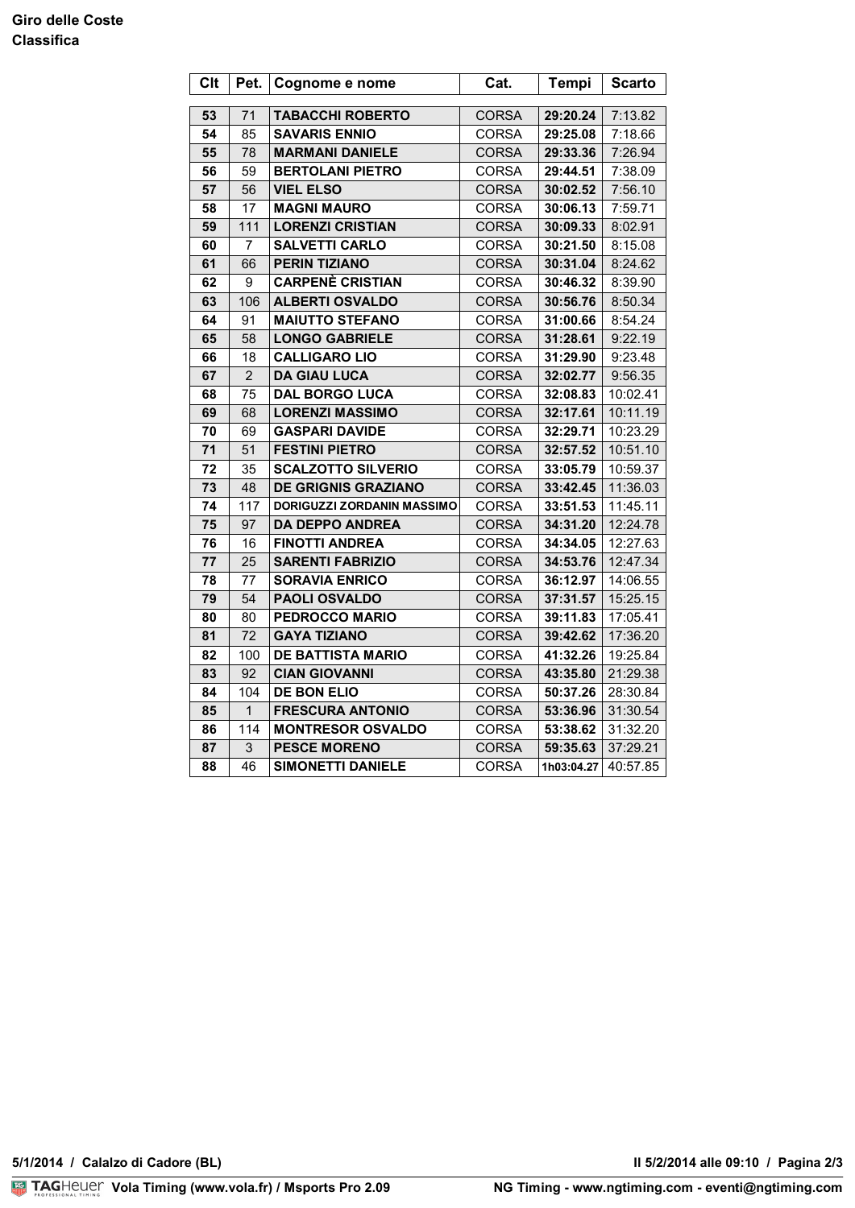**Giro delle Coste**
**Classifica**

| Clt | Pet. | Cognome e nome | Cat. | Tempi | Scarto |
|---|---|---|---|---|---|
| 53 | 71 | TABACCHI ROBERTO | CORSA | 29:20.24 | 7:13.82 |
| 54 | 85 | SAVARIS ENNIO | CORSA | 29:25.08 | 7:18.66 |
| 55 | 78 | MARMANI DANIELE | CORSA | 29:33.36 | 7:26.94 |
| 56 | 59 | BERTOLANI PIETRO | CORSA | 29:44.51 | 7:38.09 |
| 57 | 56 | VIEL ELSO | CORSA | 30:02.52 | 7:56.10 |
| 58 | 17 | MAGNI MAURO | CORSA | 30:06.13 | 7:59.71 |
| 59 | 111 | LORENZI CRISTIAN | CORSA | 30:09.33 | 8:02.91 |
| 60 | 7 | SALVETTI CARLO | CORSA | 30:21.50 | 8:15.08 |
| 61 | 66 | PERIN TIZIANO | CORSA | 30:31.04 | 8:24.62 |
| 62 | 9 | CARPENÈ CRISTIAN | CORSA | 30:46.32 | 8:39.90 |
| 63 | 106 | ALBERTI OSVALDO | CORSA | 30:56.76 | 8:50.34 |
| 64 | 91 | MAIUTTO STEFANO | CORSA | 31:00.66 | 8:54.24 |
| 65 | 58 | LONGO GABRIELE | CORSA | 31:28.61 | 9:22.19 |
| 66 | 18 | CALLIGARO LIO | CORSA | 31:29.90 | 9:23.48 |
| 67 | 2 | DA GIAU LUCA | CORSA | 32:02.77 | 9:56.35 |
| 68 | 75 | DAL BORGO LUCA | CORSA | 32:08.83 | 10:02.41 |
| 69 | 68 | LORENZI MASSIMO | CORSA | 32:17.61 | 10:11.19 |
| 70 | 69 | GASPARI DAVIDE | CORSA | 32:29.71 | 10:23.29 |
| 71 | 51 | FESTINI PIETRO | CORSA | 32:57.52 | 10:51.10 |
| 72 | 35 | SCALZOTTO SILVERIO | CORSA | 33:05.79 | 10:59.37 |
| 73 | 48 | DE GRIGNIS GRAZIANO | CORSA | 33:42.45 | 11:36.03 |
| 74 | 117 | DORIGUZZI ZORDANIN MASSIMO | CORSA | 33:51.53 | 11:45.11 |
| 75 | 97 | DA DEPPO ANDREA | CORSA | 34:31.20 | 12:24.78 |
| 76 | 16 | FINOTTI ANDREA | CORSA | 34:34.05 | 12:27.63 |
| 77 | 25 | SARENTI FABRIZIO | CORSA | 34:53.76 | 12:47.34 |
| 78 | 77 | SORAVIA ENRICO | CORSA | 36:12.97 | 14:06.55 |
| 79 | 54 | PAOLI OSVALDO | CORSA | 37:31.57 | 15:25.15 |
| 80 | 80 | PEDROCCO MARIO | CORSA | 39:11.83 | 17:05.41 |
| 81 | 72 | GAYA TIZIANO | CORSA | 39:42.62 | 17:36.20 |
| 82 | 100 | DE BATTISTA MARIO | CORSA | 41:32.26 | 19:25.84 |
| 83 | 92 | CIAN GIOVANNI | CORSA | 43:35.80 | 21:29.38 |
| 84 | 104 | DE BON ELIO | CORSA | 50:37.26 | 28:30.84 |
| 85 | 1 | FRESCURA ANTONIO | CORSA | 53:36.96 | 31:30.54 |
| 86 | 114 | MONTRESOR OSVALDO | CORSA | 53:38.62 | 31:32.20 |
| 87 | 3 | PESCE MORENO | CORSA | 59:35.63 | 37:29.21 |
| 88 | 46 | SIMONETTI DANIELE | CORSA | 1h03:04.27 | 40:57.85 |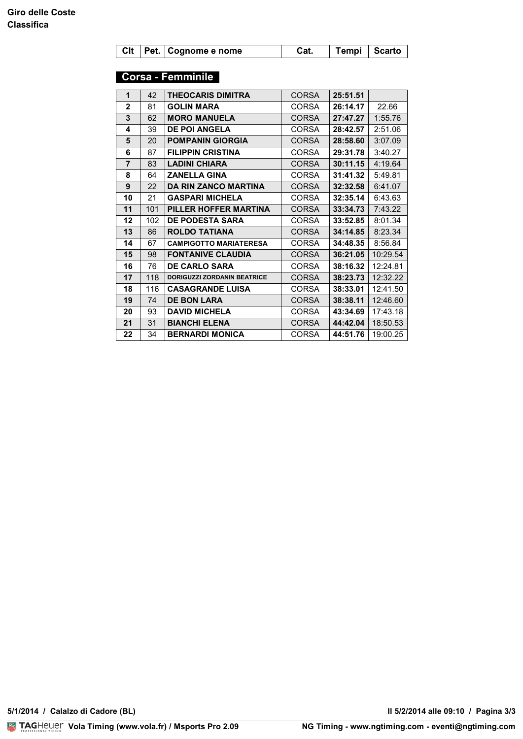**Giro delle Coste**
**Classifica**

## Corsa - Femminile

| Clt | Pet. | Cognome e nome | Cat. | Tempi | Scarto |
|---|---|---|---|---|---|
| 1 | 42 | THEOCARIS DIMITRA | CORSA | 25:51.51 | |
| 2 | 81 | GOLIN MARA | CORSA | 26:14.17 | 22.66 |
| 3 | 62 | MORO MANUELA | CORSA | 27:47.27 | 1:55.76 |
| 4 | 39 | DE POI ANGELA | CORSA | 28:42.57 | 2:51.06 |
| 5 | 20 | POMPANIN GIORGIA | CORSA | 28:58.60 | 3:07.09 |
| 6 | 87 | FILIPPIN CRISTINA | CORSA | 29:31.78 | 3:40.27 |
| 7 | 83 | LADINI CHIARA | CORSA | 30:11.15 | 4:19.64 |
| 8 | 64 | ZANELLA GINA | CORSA | 31:41.32 | 5:49.81 |
| 9 | 22 | DA RIN ZANCO MARTINA | CORSA | 32:32.58 | 6:41.07 |
| 10 | 21 | GASPARI MICHELA | CORSA | 32:35.14 | 6:43.63 |
| 11 | 101 | PILLER HOFFER MARTINA | CORSA | 33:34.73 | 7:43.22 |
| 12 | 102 | DE PODESTA SARA | CORSA | 33:52.85 | 8:01.34 |
| 13 | 86 | ROLDO TATIANA | CORSA | 34:14.85 | 8:23.34 |
| 14 | 67 | CAMPIGOTTO MARIATERESA | CORSA | 34:48.35 | 8:56.84 |
| 15 | 98 | FONTANIVE CLAUDIA | CORSA | 36:21.05 | 10:29.54 |
| 16 | 76 | DE CARLO SARA | CORSA | 38:16.32 | 12:24.81 |
| 17 | 118 | DORIGUZZI ZORDANIN BEATRICE | CORSA | 38:23.73 | 12:32.22 |
| 18 | 116 | CASAGRANDE LUISA | CORSA | 38:33.01 | 12:41.50 |
| 19 | 74 | DE BON LARA | CORSA | 38:38.11 | 12:46.60 |
| 20 | 93 | DAVID MICHELA | CORSA | 43:34.69 | 17:43.18 |
| 21 | 31 | BIANCHI ELENA | CORSA | 44:42.04 | 18:50.53 |
| 22 | 34 | BERNARDI MONICA | CORSA | 44:51.76 | 19:00.25 |

5/1/2014 / Calalzo di Cadore (BL)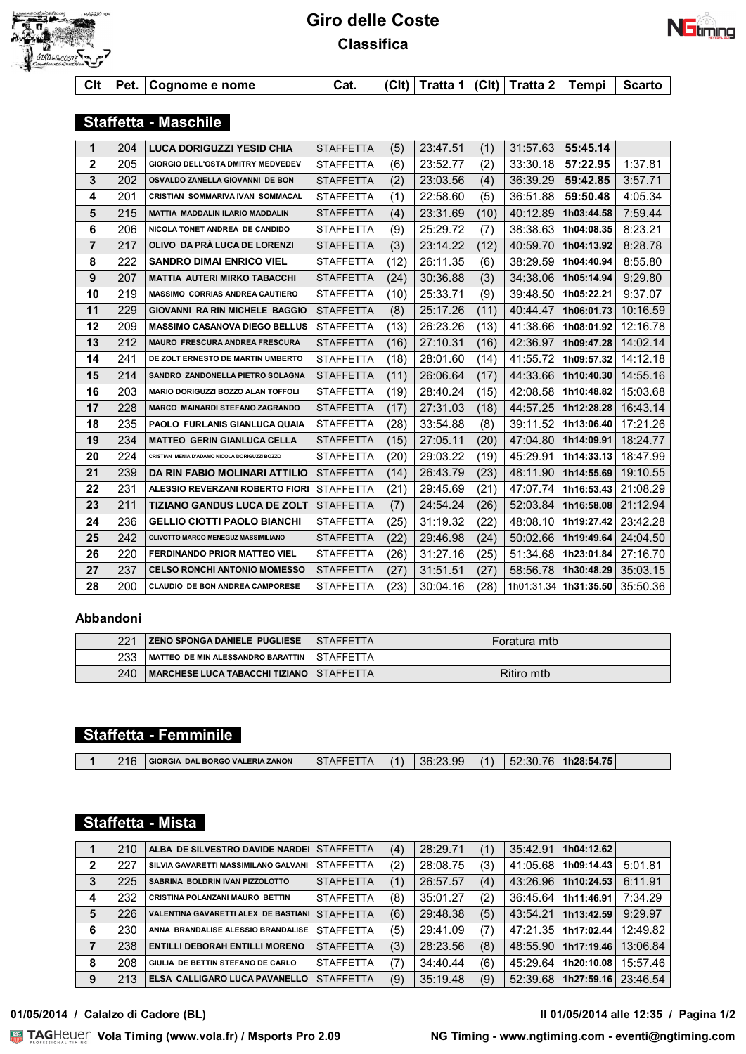# Giro delle Coste

## Classifica

### Staffetta - Maschile

| Clt | Pet. | Cognome e nome | Cat. | (Clt) | Tratta 1 | (Clt) | Tratta 2 | Tempi | Scarto |
|---|---|---|---|---|---|---|---|---|---|
| 1 | 204 | LUCA DORIGUZZI YESID CHIA | STAFFETTA | (5) | 23:47.51 | (1) | 31:57.63 | **55:45.14** | |
| 2 | 205 | GIORGIO DELL'OSTA DMITRY MEDVEDEV | STAFFETTA | (6) | 23:52.77 | (2) | 33:30.18 | **57:22.95** | 1:37.81 |
| 3 | 202 | OSVALDO ZANELLA GIOVANNI DE BON | STAFFETTA | (2) | 23:03.56 | (4) | 36:39.29 | **59:42.85** | 3:57.71 |
| 4 | 201 | CRISTIAN SOMMARIVA IVAN SOMMACAL | STAFFETTA | (1) | 22:58.60 | (5) | 36:51.88 | **59:50.48** | 4:05.34 |
| 5 | 215 | MATTIA MADDALIN ILARIO MADDALIN | STAFFETTA | (4) | 23:31.69 | (10) | 40:12.89 | **1h03:44.58** | 7:59.44 |
| 6 | 206 | NICOLA TONET ANDREA DE CANDIDO | STAFFETTA | (9) | 25:29.72 | (7) | 38:38.63 | **1h04:08.35** | 8:23.21 |
| 7 | 217 | OLIVO DA PRÀ LUCA DE LORENZI | STAFFETTA | (3) | 23:14.22 | (12) | 40:59.70 | **1h04:13.92** | 8:28.78 |
| 8 | 222 | SANDRO DIMAI ENRICO VIEL | STAFFETTA | (12) | 26:11.35 | (6) | 38:29.59 | **1h04:40.94** | 8:55.80 |
| 9 | 207 | MATTIA AUTERI MIRKO TABACCHI | STAFFETTA | (24) | 30:36.88 | (3) | 34:38.06 | **1h05:14.94** | 9:29.80 |
| 10 | 219 | MASSIMO CORRIAS ANDREA CAUTIERO | STAFFETTA | (10) | 25:33.71 | (9) | 39:48.50 | **1h05:22.21** | 9:37.07 |
| 11 | 229 | GIOVANNI RA RIN MICHELE BAGGIO | STAFFETTA | (8) | 25:17.26 | (11) | 40:44.47 | **1h06:01.73** | 10:16.59 |
| 12 | 209 | MASSIMO CASANOVA DIEGO BELLUS | STAFFETTA | (13) | 26:23.26 | (13) | 41:38.66 | **1h08:01.92** | 12:16.78 |
| 13 | 212 | MAURO FRESCURA ANDREA FRESCURA | STAFFETTA | (16) | 27:10.31 | (16) | 42:36.97 | **1h09:47.28** | 14:02.14 |
| 14 | 241 | DE ZOLT ERNESTO DE MARTIN UMBERTO | STAFFETTA | (18) | 28:01.60 | (14) | 41:55.72 | **1h09:57.32** | 14:12.18 |
| 15 | 214 | SANDRO ZANDONELLA PIETRO SOLAGNA | STAFFETTA | (11) | 26:06.64 | (17) | 44:33.66 | **1h10:40.30** | 14:55.16 |
| 16 | 203 | MARIO DORIGUZZI BOZZO ALAN TOFFOLI | STAFFETTA | (19) | 28:40.24 | (15) | 42:08.58 | **1h10:48.82** | 15:03.68 |
| 17 | 228 | MARCO MAINARDI STEFANO ZAGRANDO | STAFFETTA | (17) | 27:31.03 | (18) | 44:57.25 | **1h12:28.28** | 16:43.14 |
| 18 | 235 | PAOLO FURLANIS GIANLUCA QUAIA | STAFFETTA | (28) | 33:54.88 | (8) | 39:11.52 | **1h13:06.40** | 17:21.26 |
| 19 | 234 | MATTEO GERIN GIANLUCA CELLA | STAFFETTA | (15) | 27:05.11 | (20) | 47:04.80 | **1h14:09.91** | 18:24.77 |
| 20 | 224 | CRISTIAN MENIA D'ADAMO NICOLA DORIGUZZI BOZZO | STAFFETTA | (20) | 29:03.22 | (19) | 45:29.91 | **1h14:33.13** | 18:47.99 |
| 21 | 239 | DA RIN FABIO MOLINARI ATTILIO | STAFFETTA | (14) | 26:43.79 | (23) | 48:11.90 | **1h14:55.69** | 19:10.55 |
| 22 | 231 | ALESSIO REVERZANI ROBERTO FIORI | STAFFETTA | (21) | 29:45.69 | (21) | 47:07.74 | **1h16:53.43** | 21:08.29 |
| 23 | 211 | TIZIANO GANDUS LUCA DE ZOLT | STAFFETTA | (7) | 24:54.24 | (26) | 52:03.84 | **1h16:58.08** | 21:12.94 |
| 24 | 236 | GELLIO CIOTTI PAOLO BIANCHI | STAFFETTA | (25) | 31:19.32 | (22) | 48:08.10 | **1h19:27.42** | 23:42.28 |
| 25 | 242 | OLIVOTTO MARCO MENEGUZ MASSIMILIANO | STAFFETTA | (22) | 29:46.98 | (24) | 50:02.66 | **1h19:49.64** | 24:04.50 |
| 26 | 220 | FERDINANDO PRIOR MATTEO VIEL | STAFFETTA | (26) | 31:27.16 | (25) | 51:34.68 | **1h23:01.84** | 27:16.70 |
| 27 | 237 | CELSO RONCHI ANTONIO MOMESSO | STAFFETTA | (27) | 31:51.51 | (27) | 58:56.78 | **1h30:48.29** | 35:03.15 |
| 28 | 200 | CLAUDIO DE BON ANDREA CAMPORESE | STAFFETTA | (23) | 30:04.16 | (28) | 1h01:31.34 | **1h31:35.50** | 35:50.36 |

#### Abbandoni

| | Pet. | Cognome e nome | Cat. | Note |
|---|---|---|---|---|
| | 221 | ZENO SPONGA DANIELE PUGLIESE | STAFFETTA | Foratura mtb |
| | 233 | MATTEO DE MIN ALESSANDRO BARATTIN | STAFFETTA | |
| | 240 | MARCHESE LUCA TABACCHI TIZIANO | STAFFETTA | Ritiro mtb |

### Staffetta - Femminile

| Clt | Pet. | Cognome e nome | Cat. | (Clt) | Tratta 1 | (Clt) | Tratta 2 | Tempi | Scarto |
|---|---|---|---|---|---|---|---|---|---|
| 1 | 216 | GIORGIA DAL BORGO VALERIA ZANON | STAFFETTA | (1) | 36:23.99 | (1) | 52:30.76 | **1h28:54.75** | |

### Staffetta - Mista

| Clt | Pet. | Cognome e nome | Cat. | (Clt) | Tratta 1 | (Clt) | Tratta 2 | Tempi | Scarto |
|---|---|---|---|---|---|---|---|---|---|
| 1 | 210 | ALBA DE SILVESTRO DAVIDE NARDEI | STAFFETTA | (4) | 28:29.71 | (1) | 35:42.91 | **1h04:12.62** | |
| 2 | 227 | SILVIA GAVARETTI MASSIMILANO GALVANI | STAFFETTA | (2) | 28:08.75 | (3) | 41:05.68 | **1h09:14.43** | 5:01.81 |
| 3 | 225 | SABRINA BOLDRIN IVAN PIZZOLOTTO | STAFFETTA | (1) | 26:57.57 | (4) | 43:26.96 | **1h10:24.53** | 6:11.91 |
| 4 | 232 | CRISTINA POLANZANI MAURO BETTIN | STAFFETTA | (8) | 35:01.27 | (2) | 36:45.64 | **1h11:46.91** | 7:34.29 |
| 5 | 226 | VALENTINA GAVARETTI ALEX DE BASTIANI | STAFFETTA | (6) | 29:48.38 | (5) | 43:54.21 | **1h13:42.59** | 9:29.97 |
| 6 | 230 | ANNA BRANDALISE ALESSIO BRANDALISE | STAFFETTA | (5) | 29:41.09 | (7) | 47:21.35 | **1h17:02.44** | 12:49.82 |
| 7 | 238 | ENTILLI DEBORAH ENTILLI MORENO | STAFFETTA | (3) | 28:23.56 | (8) | 48:55.90 | **1h17:19.46** | 13:06.84 |
| 8 | 208 | GIULIA DE BETTIN STEFANO DE CARLO | STAFFETTA | (7) | 34:40.44 | (6) | 45:29.64 | **1h20:10.08** | 15:57.46 |
| 9 | 213 | ELSA CALLIGARO LUCA PAVANELLO | STAFFETTA | (9) | 35:19.48 | (9) | 52:39.68 | **1h27:59.16** | 23:46.54 |

01/05/2014 / Calalzo di Cadore (BL) — Il 01/05/2014 alle 12:35

TAG Heuer Vola Timing (www.vola.fr) / Msports Pro 2.09 — NG Timing - www.ngtiming.com - eventi@ngtiming.com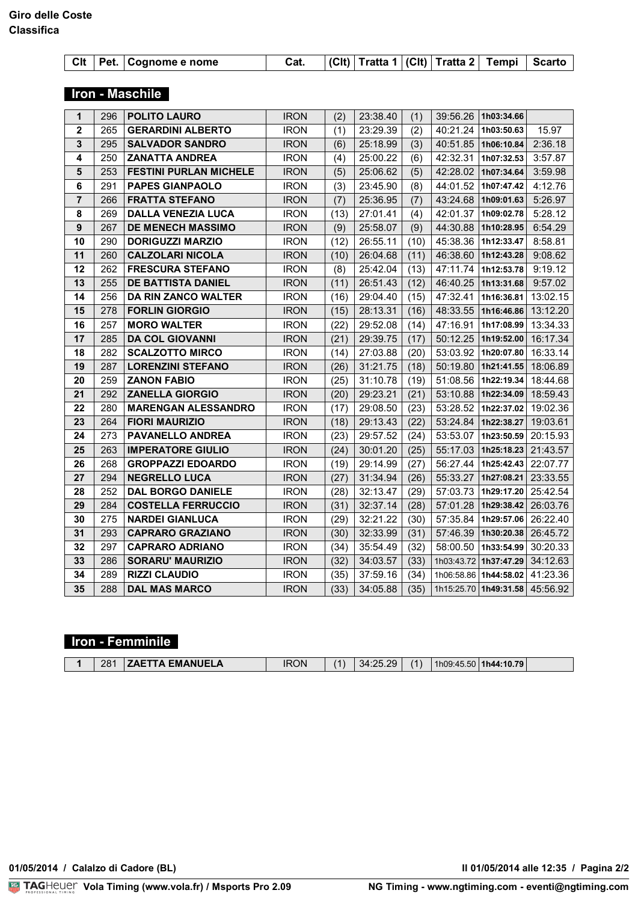**Giro delle Coste**
**Classifica**

| Clt | Pet. | Cognome e nome | Cat. | (Clt) | Tratta 1 | (Clt) | Tratta 2 | Tempi | Scarto |
|---|---|---|---|---|---|---|---|---|---|

## Iron - Maschile

| Clt | Pet. | Cognome e nome | Cat. | (Clt) | Tratta 1 | (Clt) | Tratta 2 | Tempi | Scarto |
|---|---|---|---|---|---|---|---|---|---|
| **1** | 296 | **POLITO LAURO** | IRON | (2) | 23:38.40 | (1) | 39:56.26 | **1h03:34.66** | |
| **2** | 265 | **GERARDINI ALBERTO** | IRON | (1) | 23:29.39 | (2) | 40:21.24 | **1h03:50.63** | 15.97 |
| **3** | 295 | **SALVADOR SANDRO** | IRON | (6) | 25:18.99 | (3) | 40:51.85 | **1h06:10.84** | 2:36.18 |
| **4** | 250 | **ZANATTA ANDREA** | IRON | (4) | 25:00.22 | (6) | 42:32.31 | **1h07:32.53** | 3:57.87 |
| **5** | 253 | **FESTINI PURLAN MICHELE** | IRON | (5) | 25:06.62 | (5) | 42:28.02 | **1h07:34.64** | 3:59.98 |
| **6** | 291 | **PAPES GIANPAOLO** | IRON | (3) | 23:45.90 | (8) | 44:01.52 | **1h07:47.42** | 4:12.76 |
| **7** | 266 | **FRATTA STEFANO** | IRON | (7) | 25:36.95 | (7) | 43:24.68 | **1h09:01.63** | 5:26.97 |
| **8** | 269 | **DALLA VENEZIA LUCA** | IRON | (13) | 27:01.41 | (4) | 42:01.37 | **1h09:02.78** | 5:28.12 |
| **9** | 267 | **DE MENECH MASSIMO** | IRON | (9) | 25:58.07 | (9) | 44:30.88 | **1h10:28.95** | 6:54.29 |
| **10** | 290 | **DORIGUZZI MARZIO** | IRON | (12) | 26:55.11 | (10) | 45:38.36 | **1h12:33.47** | 8:58.81 |
| **11** | 260 | **CALZOLARI NICOLA** | IRON | (10) | 26:04.68 | (11) | 46:38.60 | **1h12:43.28** | 9:08.62 |
| **12** | 262 | **FRESCURA STEFANO** | IRON | (8) | 25:42.04 | (13) | 47:11.74 | **1h12:53.78** | 9:19.12 |
| **13** | 255 | **DE BATTISTA DANIEL** | IRON | (11) | 26:51.43 | (12) | 46:40.25 | **1h13:31.68** | 9:57.02 |
| **14** | 256 | **DA RIN ZANCO WALTER** | IRON | (16) | 29:04.40 | (15) | 47:32.41 | **1h16:36.81** | 13:02.15 |
| **15** | 278 | **FORLIN GIORGIO** | IRON | (15) | 28:13.31 | (16) | 48:33.55 | **1h16:46.86** | 13:12.20 |
| **16** | 257 | **MORO WALTER** | IRON | (22) | 29:52.08 | (14) | 47:16.91 | **1h17:08.99** | 13:34.33 |
| **17** | 285 | **DA COL GIOVANNI** | IRON | (21) | 29:39.75 | (17) | 50:12.25 | **1h19:52.00** | 16:17.34 |
| **18** | 282 | **SCALZOTTO MIRCO** | IRON | (14) | 27:03.88 | (20) | 53:03.92 | **1h20:07.80** | 16:33.14 |
| **19** | 287 | **LORENZINI STEFANO** | IRON | (26) | 31:21.75 | (18) | 50:19.80 | **1h21:41.55** | 18:06.89 |
| **20** | 259 | **ZANON FABIO** | IRON | (25) | 31:10.78 | (19) | 51:08.56 | **1h22:19.34** | 18:44.68 |
| **21** | 292 | **ZANELLA GIORGIO** | IRON | (20) | 29:23.21 | (21) | 53:10.88 | **1h22:34.09** | 18:59.43 |
| **22** | 280 | **MARENGAN ALESSANDRO** | IRON | (17) | 29:08.50 | (23) | 53:28.52 | **1h22:37.02** | 19:02.36 |
| **23** | 264 | **FIORI MAURIZIO** | IRON | (18) | 29:13.43 | (22) | 53:24.84 | **1h22:38.27** | 19:03.61 |
| **24** | 273 | **PAVANELLO ANDREA** | IRON | (23) | 29:57.52 | (24) | 53:53.07 | **1h23:50.59** | 20:15.93 |
| **25** | 263 | **IMPERATORE GIULIO** | IRON | (24) | 30:01.20 | (25) | 55:17.03 | **1h25:18.23** | 21:43.57 |
| **26** | 268 | **GROPPAZZI EDOARDO** | IRON | (19) | 29:14.99 | (27) | 56:27.44 | **1h25:42.43** | 22:07.77 |
| **27** | 294 | **NEGRELLO LUCA** | IRON | (27) | 31:34.94 | (26) | 55:33.27 | **1h27:08.21** | 23:33.55 |
| **28** | 252 | **DAL BORGO DANIELE** | IRON | (28) | 32:13.47 | (29) | 57:03.73 | **1h29:17.20** | 25:42.54 |
| **29** | 284 | **COSTELLA FERRUCCIO** | IRON | (31) | 32:37.14 | (28) | 57:01.28 | **1h29:38.42** | 26:03.76 |
| **30** | 275 | **NARDEI GIANLUCA** | IRON | (29) | 32:21.22 | (30) | 57:35.84 | **1h29:57.06** | 26:22.40 |
| **31** | 293 | **CAPRARO GRAZIANO** | IRON | (30) | 32:33.99 | (31) | 57:46.39 | **1h30:20.38** | 26:45.72 |
| **32** | 297 | **CAPRARO ADRIANO** | IRON | (34) | 35:54.49 | (32) | 58:00.50 | **1h33:54.99** | 30:20.33 |
| **33** | 286 | **SORARU' MAURIZIO** | IRON | (32) | 34:03.57 | (33) | 1h03:43.72 | **1h37:47.29** | 34:12.63 |
| **34** | 289 | **RIZZI CLAUDIO** | IRON | (35) | 37:59.16 | (34) | 1h06:58.86 | **1h44:58.02** | 41:23.36 |
| **35** | 288 | **DAL MAS MARCO** | IRON | (33) | 34:05.88 | (35) | 1h15:25.70 | **1h49:31.58** | 45:56.92 |

## Iron - Femminile

| Clt | Pet. | Cognome e nome | Cat. | (Clt) | Tratta 1 | (Clt) | Tratta 2 | Tempi | Scarto |
|---|---|---|---|---|---|---|---|---|---|
| **1** | 281 | **ZAETTA EMANUELA** | IRON | (1) | 34:25.29 | (1) | 1h09:45.50 | **1h44:10.79** | |

**01/05/2014 / Calalzo di Cadore (BL)** **Il 01/05/2014 alle 12:35**

TAGHeuer **Vola Timing (www.vola.fr) / Msports Pro 2.09** **NG Timing - www.ngtiming.com - eventi@ngtiming.com**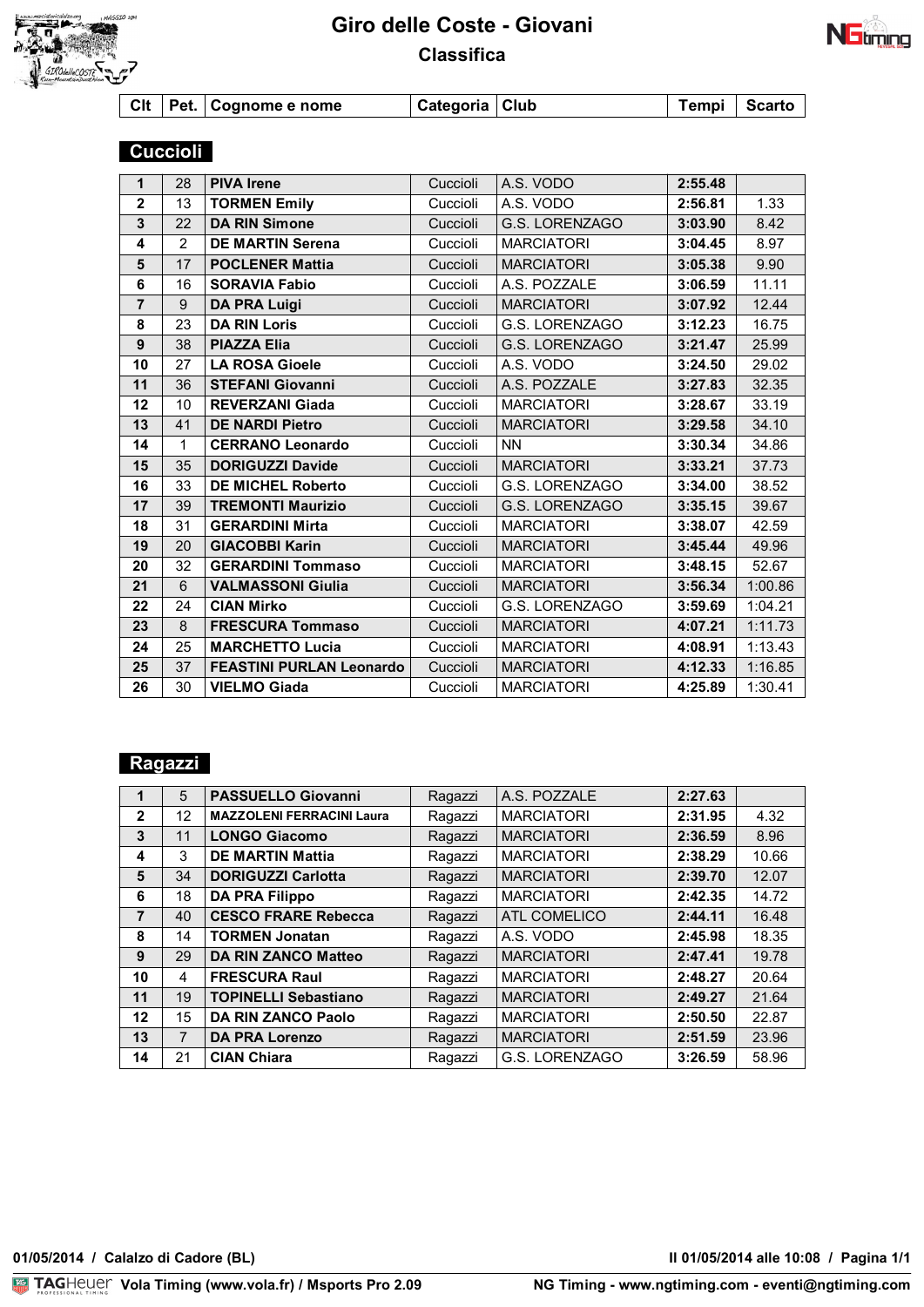# Giro delle Coste - Giovani

## Classifica

## Cuccioli

| Clt | Pet. | Cognome e nome | Categoria | Club | Tempi | Scarto |
|---|---|---|---|---|---|---|
| 1 | 28 | **PIVA Irene** | Cuccioli | A.S. VODO | **2:55.48** | |
| 2 | 13 | **TORMEN Emily** | Cuccioli | A.S. VODO | **2:56.81** | 1.33 |
| 3 | 22 | **DA RIN Simone** | Cuccioli | G.S. LORENZAGO | **3:03.90** | 8.42 |
| 4 | 2 | **DE MARTIN Serena** | Cuccioli | MARCIATORI | **3:04.45** | 8.97 |
| 5 | 17 | **POCLENER Mattia** | Cuccioli | MARCIATORI | **3:05.38** | 9.90 |
| 6 | 16 | **SORAVIA Fabio** | Cuccioli | A.S. POZZALE | **3:06.59** | 11.11 |
| 7 | 9 | **DA PRA Luigi** | Cuccioli | MARCIATORI | **3:07.92** | 12.44 |
| 8 | 23 | **DA RIN Loris** | Cuccioli | G.S. LORENZAGO | **3:12.23** | 16.75 |
| 9 | 38 | **PIAZZA Elia** | Cuccioli | G.S. LORENZAGO | **3:21.47** | 25.99 |
| 10 | 27 | **LA ROSA Gioele** | Cuccioli | A.S. VODO | **3:24.50** | 29.02 |
| 11 | 36 | **STEFANI Giovanni** | Cuccioli | A.S. POZZALE | **3:27.83** | 32.35 |
| 12 | 10 | **REVERZANI Giada** | Cuccioli | MARCIATORI | **3:28.67** | 33.19 |
| 13 | 41 | **DE NARDI Pietro** | Cuccioli | MARCIATORI | **3:29.58** | 34.10 |
| 14 | 1 | **CERRANO Leonardo** | Cuccioli | NN | **3:30.34** | 34.86 |
| 15 | 35 | **DORIGUZZI Davide** | Cuccioli | MARCIATORI | **3:33.21** | 37.73 |
| 16 | 33 | **DE MICHEL Roberto** | Cuccioli | G.S. LORENZAGO | **3:34.00** | 38.52 |
| 17 | 39 | **TREMONTI Maurizio** | Cuccioli | G.S. LORENZAGO | **3:35.15** | 39.67 |
| 18 | 31 | **GERARDINI Mirta** | Cuccioli | MARCIATORI | **3:38.07** | 42.59 |
| 19 | 20 | **GIACOBBI Karin** | Cuccioli | MARCIATORI | **3:45.44** | 49.96 |
| 20 | 32 | **GERARDINI Tommaso** | Cuccioli | MARCIATORI | **3:48.15** | 52.67 |
| 21 | 6 | **VALMASSONI Giulia** | Cuccioli | MARCIATORI | **3:56.34** | 1:00.86 |
| 22 | 24 | **CIAN Mirko** | Cuccioli | G.S. LORENZAGO | **3:59.69** | 1:04.21 |
| 23 | 8 | **FRESCURA Tommaso** | Cuccioli | MARCIATORI | **4:07.21** | 1:11.73 |
| 24 | 25 | **MARCHETTO Lucia** | Cuccioli | MARCIATORI | **4:08.91** | 1:13.43 |
| 25 | 37 | **FEASTINI PURLAN Leonardo** | Cuccioli | MARCIATORI | **4:12.33** | 1:16.85 |
| 26 | 30 | **VIELMO Giada** | Cuccioli | MARCIATORI | **4:25.89** | 1:30.41 |

## Ragazzi

| Clt | Pet. | Cognome e nome | Categoria | Club | Tempi | Scarto |
|---|---|---|---|---|---|---|
| 1 | 5 | **PASSUELLO Giovanni** | Ragazzi | A.S. POZZALE | **2:27.63** | |
| 2 | 12 | **MAZZOLENI FERRACINI Laura** | Ragazzi | MARCIATORI | **2:31.95** | 4.32 |
| 3 | 11 | **LONGO Giacomo** | Ragazzi | MARCIATORI | **2:36.59** | 8.96 |
| 4 | 3 | **DE MARTIN Mattia** | Ragazzi | MARCIATORI | **2:38.29** | 10.66 |
| 5 | 34 | **DORIGUZZI Carlotta** | Ragazzi | MARCIATORI | **2:39.70** | 12.07 |
| 6 | 18 | **DA PRA Filippo** | Ragazzi | MARCIATORI | **2:42.35** | 14.72 |
| 7 | 40 | **CESCO FRARE Rebecca** | Ragazzi | ATL COMELICO | **2:44.11** | 16.48 |
| 8 | 14 | **TORMEN Jonatan** | Ragazzi | A.S. VODO | **2:45.98** | 18.35 |
| 9 | 29 | **DA RIN ZANCO Matteo** | Ragazzi | MARCIATORI | **2:47.41** | 19.78 |
| 10 | 4 | **FRESCURA Raul** | Ragazzi | MARCIATORI | **2:48.27** | 20.64 |
| 11 | 19 | **TOPINELLI Sebastiano** | Ragazzi | MARCIATORI | **2:49.27** | 21.64 |
| 12 | 15 | **DA RIN ZANCO Paolo** | Ragazzi | MARCIATORI | **2:50.50** | 22.87 |
| 13 | 7 | **DA PRA Lorenzo** | Ragazzi | MARCIATORI | **2:51.59** | 23.96 |
| 14 | 21 | **CIAN Chiara** | Ragazzi | G.S. LORENZAGO | **3:26.59** | 58.96 |

01/05/2014 / Calalzo di Cadore (BL) — Il 01/05/2014 alle 10:08 / Pagina 1/1

TAGHeuer Vola Timing (www.vola.fr) / Msports Pro 2.09 — NG Timing - www.ngtiming.com - eventi@ngtiming.com